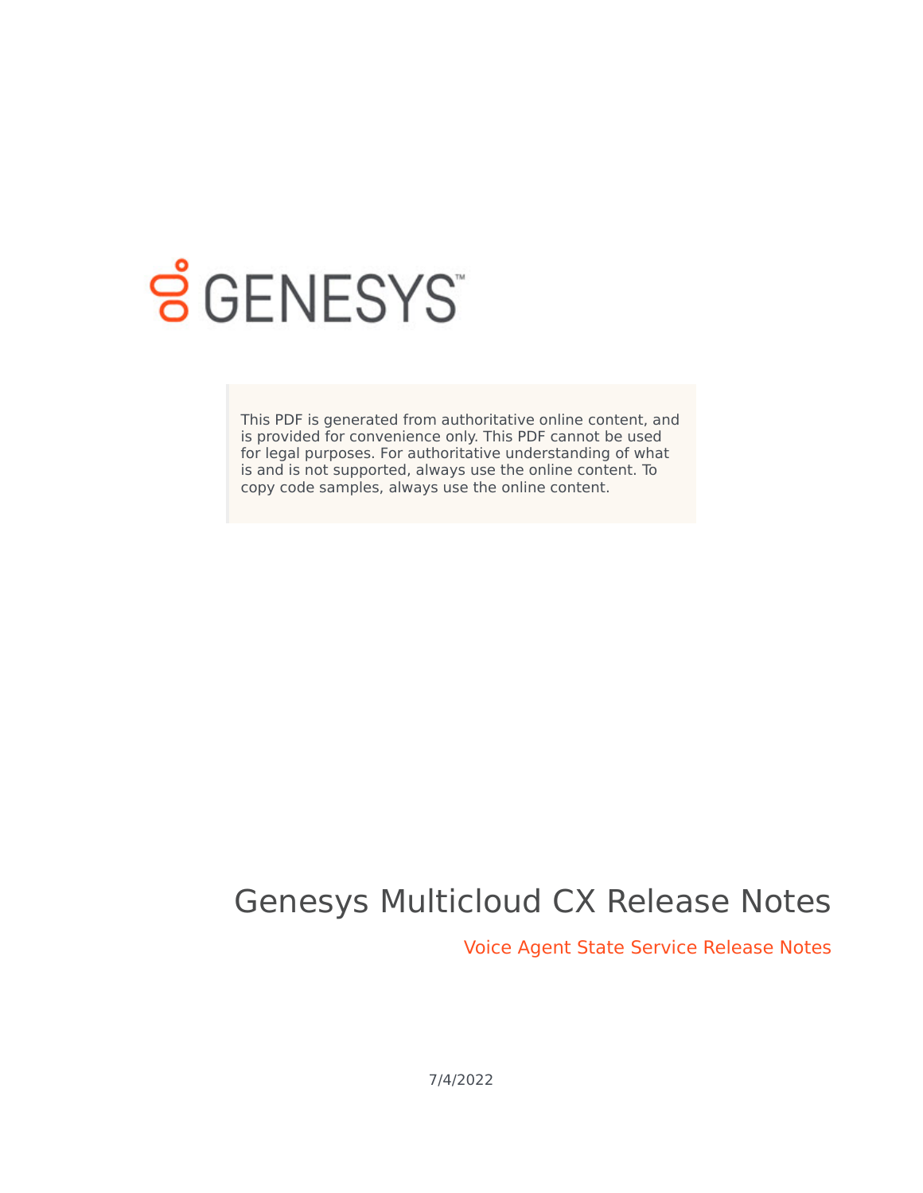GENESYS

This PDF is generated from authoritative online content, and is provided for convenience only. This PDF cannot be used for legal purposes. For authoritative understanding of what is and is not supported, always use the online content. To copy code samples, always use the online content.

# Genesys Multicloud CX Release Notes

## Voice Agent State Service Release Notes

7/4/2022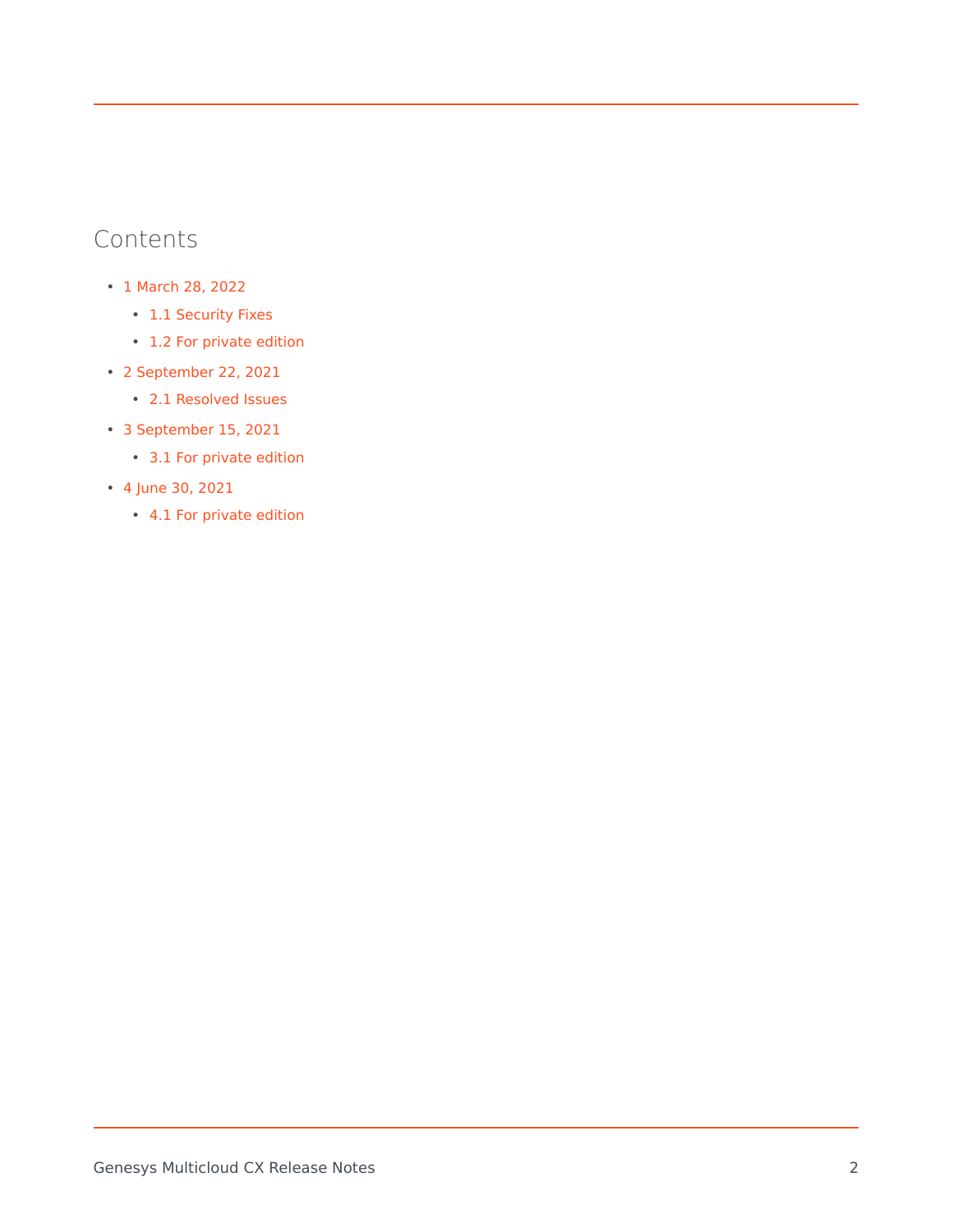## Contents

- 1 March 28, 2022
    - 1.1 Security Fixes
    - 1.2 For private edition
- 2 September 22, 2021
    - 2.1 Resolved Issues
- 3 September 15, 2021
    - 3.1 For private edition
- 4 June 30, 2021
    - 4.1 For private edition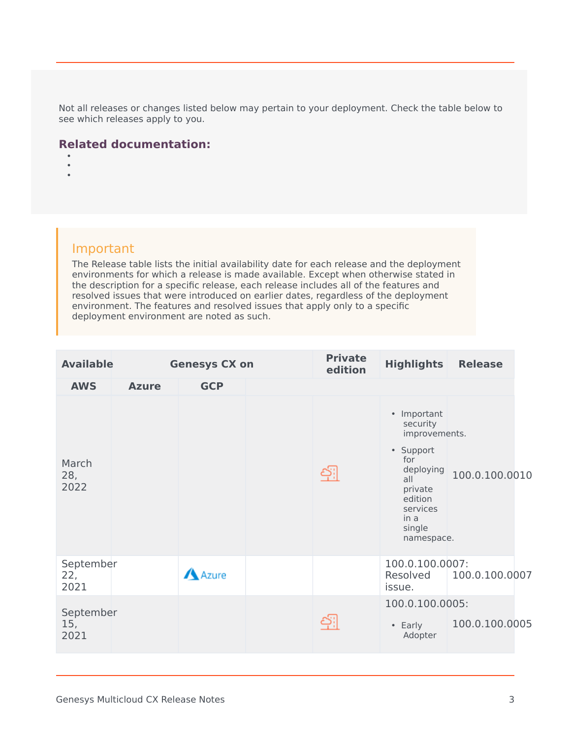Not all releases or changes listed below may pertain to your deployment. Check the table below to see which releases apply to you.

### Related documentation:

- 
- 
- 

> **Important**
>
> The Release table lists the initial availability date for each release and the deployment environments for which a release is made available. Except when otherwise stated in the description for a specific release, each release includes all of the features and resolved issues that were introduced on earlier dates, regardless of the deployment environment. The features and resolved issues that apply only to a specific deployment environment are noted as such.

| Available | Genesys CX on | | | Private edition | Highlights | Release |
|---|---|---|---|---|---|---|
| | AWS | Azure | GCP | | | |
| March 28, 2022 | | | | | • Important security improvements.<br>• Support for deploying all private edition services in a single namespace. | 100.0.100.0010 |
| September 22, 2021 | | Azure | | | 100.0.100.0007: Resolved issue. | 100.0.100.0007 |
| September 15, 2021 | | | | | 100.0.100.0005:<br>• Early Adopter | 100.0.100.0005 |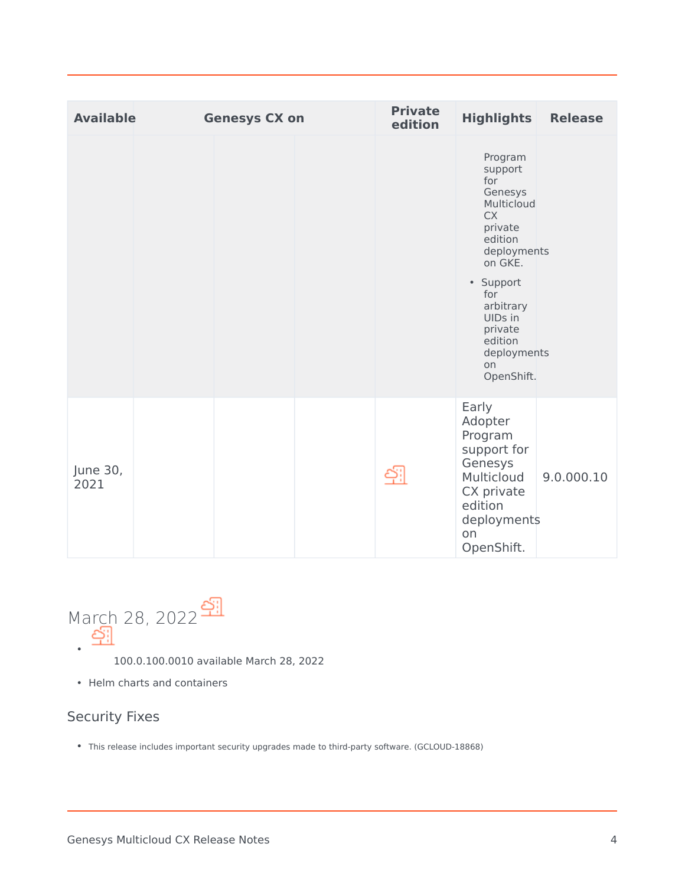| Available | Genesys CX on | | | | Private edition | Highlights | Release |
|---|---|---|---|---|---|---|---|
| | | | | | | Program support for Genesys Multicloud CX private edition deployments on GKE.<br>• Support for arbitrary UIDs in private edition deployments on OpenShift. | |
| June 30, 2021 | | | | | | Early Adopter Program support for Genesys Multicloud CX private edition deployments on OpenShift. | 9.0.000.10 |

## March 28, 2022

- 100.0.100.0010 available March 28, 2022
- Helm charts and containers

### Security Fixes

- This release includes important security upgrades made to third-party software. (GCLOUD-18868)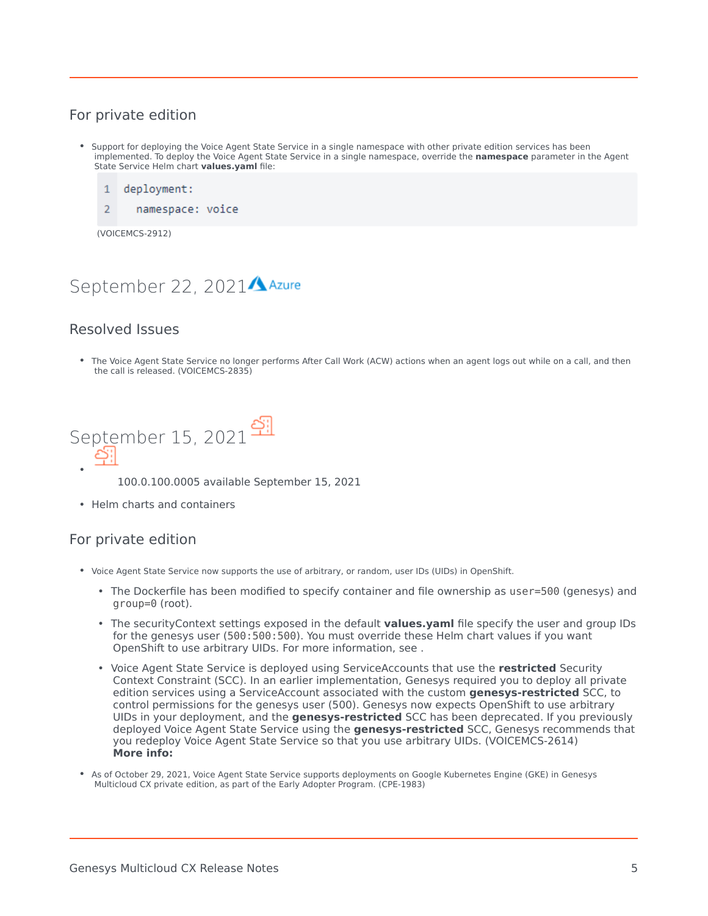## For private edition

- Support for deploying the Voice Agent State Service in a single namespace with other private edition services has been implemented. To deploy the Voice Agent State Service in a single namespace, override the **namespace** parameter in the Agent State Service Helm chart **values.yaml** file:

```
deployment:
  namespace: voice
```

(VOICEMCS-2912)

# September 22, 2021 Azure

## Resolved Issues

- The Voice Agent State Service no longer performs After Call Work (ACW) actions when an agent logs out while on a call, and then the call is released. (VOICEMCS-2835)

# September 15, 2021

- 100.0.100.0005 available September 15, 2021
- Helm charts and containers

## For private edition

- Voice Agent State Service now supports the use of arbitrary, or random, user IDs (UIDs) in OpenShift.
  - The Dockerfile has been modified to specify container and file ownership as `user=500` (genesys) and `group=0` (root).
  - The securityContext settings exposed in the default **values.yaml** file specify the user and group IDs for the genesys user (`500:500:500`). You must override these Helm chart values if you want OpenShift to use arbitrary UIDs. For more information, see .
  - Voice Agent State Service is deployed using ServiceAccounts that use the **restricted** Security Context Constraint (SCC). In an earlier implementation, Genesys required you to deploy all private edition services using a ServiceAccount associated with the custom **genesys-restricted** SCC, to control permissions for the genesys user (500). Genesys now expects OpenShift to use arbitrary UIDs in your deployment, and the **genesys-restricted** SCC has been deprecated. If you previously deployed Voice Agent State Service using the **genesys-restricted** SCC, Genesys recommends that you redeploy Voice Agent State Service so that you use arbitrary UIDs. (VOICEMCS-2614)
    **More info:**
- As of October 29, 2021, Voice Agent State Service supports deployments on Google Kubernetes Engine (GKE) in Genesys Multicloud CX private edition, as part of the Early Adopter Program. (CPE-1983)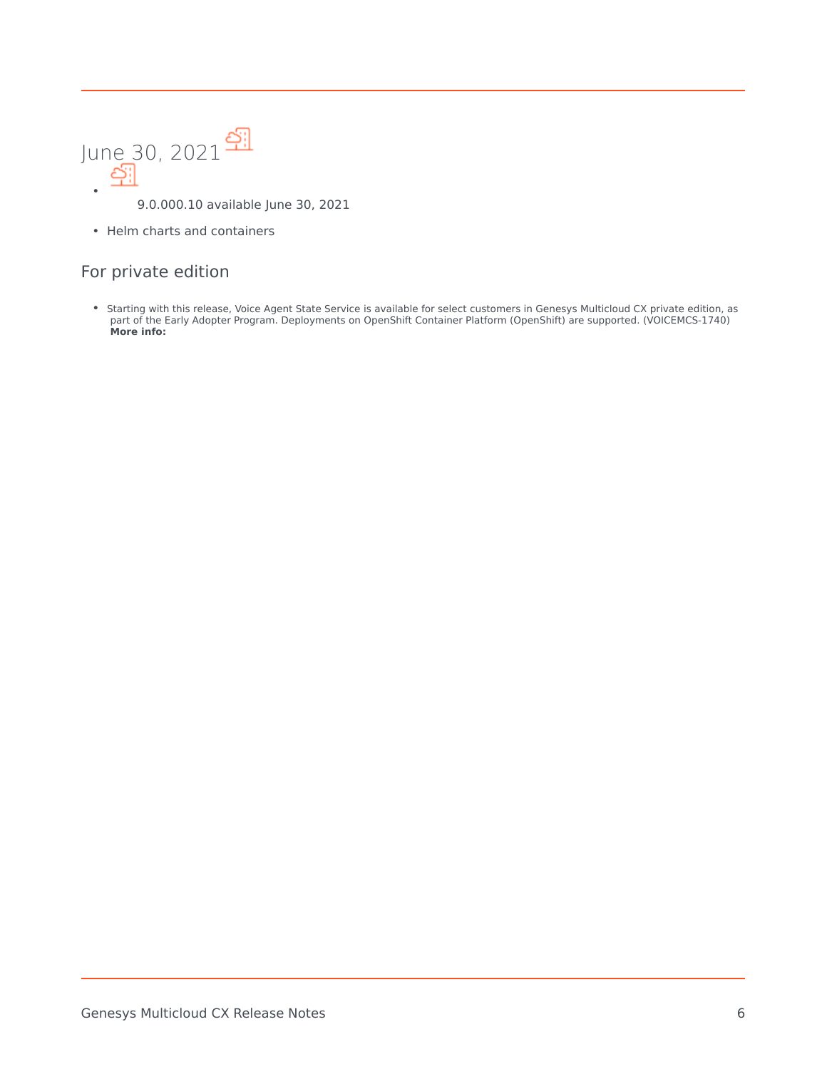## June 30, 2021

- 9.0.000.10 available June 30, 2021
- Helm charts and containers

### For private edition

- Starting with this release, Voice Agent State Service is available for select customers in Genesys Multicloud CX private edition, as part of the Early Adopter Program. Deployments on OpenShift Container Platform (OpenShift) are supported. (VOICEMCS-1740)
  **More info:**